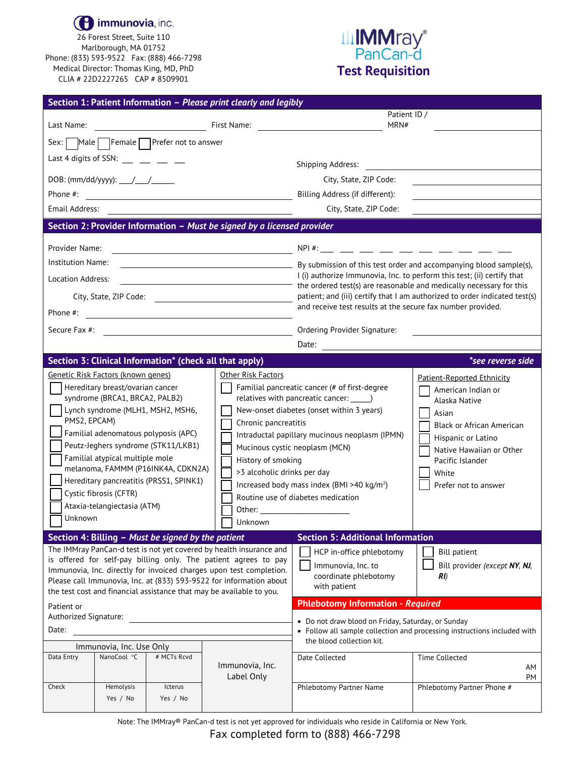**immunovia**, inc.
26 Forest Street, Suite 110
Marlborough, MA 01752
Phone: (833) 593-9522 Fax: (888) 466-7298
Medical Director: Thomas King, MD, PhD
CLIA # 22D2227265 CAP # 8509901

# IMMray® PanCan-d Test Requisition

## Section 1: Patient Information – *Please print clearly and legibly*

Last Name: ____________ First Name: ____________ Patient ID / MRN# ____________

Sex: ☐ Male ☐ Female ☐ Prefer not to answer

Last 4 digits of SSN: __ __ __ __

DOB: (mm/dd/yyyy): ___/___/_____

Phone #: ____________

Email Address: ____________

Shipping Address: ____________

City, State, ZIP Code: ____________

Billing Address (if different): ____________

City, State, ZIP Code: ____________

## Section 2: Provider Information – *Must be signed by a licensed provider*

Provider Name: ____________

Institution Name: ____________

Location Address: ____________

City, State, ZIP Code: ____________

Phone #: ____________

Secure Fax #: ____________

NPI #: ___ ___ ___ ___ ___ ___ ___ ___ ___ ___

By submission of this test order and accompanying blood sample(s), I (i) authorize Immunovia, Inc. to perform this test; (ii) certify that the ordered test(s) are reasonable and medically necessary for this patient; and (iii) certify that I am authorized to order indicated test(s) and receive test results at the secure fax number provided.

Ordering Provider Signature: ____________

Date: ____________

## Section 3: Clinical Information* (check all that apply)

*\*see reverse side*

**Genetic Risk Factors (known genes)**

- ☐ Hereditary breast/ovarian cancer syndrome (BRCA1, BRCA2, PALB2)
- ☐ Lynch syndrome (MLH1, MSH2, MSH6, PMS2, EPCAM)
- ☐ Familial adenomatous polyposis (APC)
- ☐ Peutz-Jeghers syndrome (STK11/LKB1)
- ☐ Familial atypical multiple mole melanoma, FAMMM (P16INK4A, CDKN2A)
- ☐ Hereditary pancreatitis (PRSS1, SPINK1)
- ☐ Cystic fibrosis (CFTR)
- ☐ Ataxia-telangiectasia (ATM)
- ☐ Unknown

**Other Risk Factors**

- ☐ Familial pancreatic cancer (# of first-degree relatives with pancreatic cancer: _____)
- ☐ New-onset diabetes (onset within 3 years)
- ☐ Chronic pancreatitis
- ☐ Intraductal papillary mucinous neoplasm (IPMN)
- ☐ Mucinous cystic neoplasm (MCN)
- ☐ History of smoking
- ☐ >3 alcoholic drinks per day
- ☐ Increased body mass index (BMI >40 kg/m$^2$)
- ☐ Routine use of diabetes medication
- ☐ Other: ____________
- ☐ Unknown

**Patient-Reported Ethnicity**

- ☐ American Indian or Alaska Native
- ☐ Asian
- ☐ Black or African American
- ☐ Hispanic or Latino
- ☐ Native Hawaiian or Other Pacific Islander
- ☐ White
- ☐ Prefer not to answer

## Section 4: Billing – *Must be signed by the patient*

The IMMray PanCan-d test is not yet covered by health insurance and is offered for self-pay billing only. The patient agrees to pay Immunovia, Inc. directly for invoiced charges upon test completion. Please call Immunovia, Inc. at (833) 593-9522 for information about the test cost and financial assistance that may be available to you.

Patient or Authorized Signature: ____________

Date: ____________

| Immunovia, Inc. Use Only | | | Immunovia, Inc. Label Only |
|---|---|---|---|
| Data Entry | NanoCool °C | # MCTs Rcvd | |
| Check | Hemolysis Yes / No | Icterus Yes / No | |

## Section 5: Additional Information

- ☐ HCP in-office phlebotomy
- ☐ Immunovia, Inc. to coordinate phlebotomy with patient
- ☐ Bill patient
- ☐ Bill provider *(except **NY**, **NJ**, **RI**)*

### Phlebotomy Information - *Required*

- Do not draw blood on Friday, Saturday, or Sunday
- Follow all sample collection and processing instructions included with the blood collection kit.

| Date Collected | Time Collected AM / PM |
|---|---|
| Phlebotomy Partner Name | Phlebotomy Partner Phone # |

Note: The IMMray® PanCan-d test is not yet approved for individuals who reside in California or New York.

Fax completed form to (888) 466-7298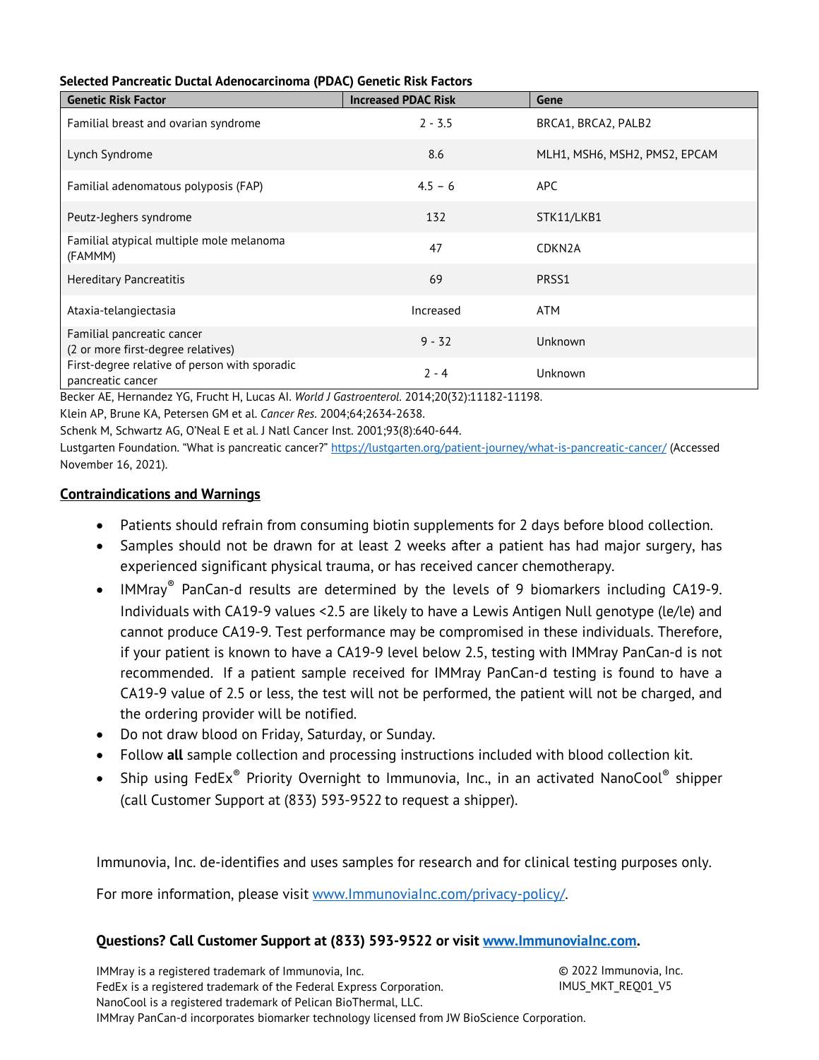**Selected Pancreatic Ductal Adenocarcinoma (PDAC) Genetic Risk Factors**

| Genetic Risk Factor | Increased PDAC Risk | Gene |
|---|---|---|
| Familial breast and ovarian syndrome | 2 - 3.5 | BRCA1, BRCA2, PALB2 |
| Lynch Syndrome | 8.6 | MLH1, MSH6, MSH2, PMS2, EPCAM |
| Familial adenomatous polyposis (FAP) | 4.5 – 6 | APC |
| Peutz-Jeghers syndrome | 132 | STK11/LKB1 |
| Familial atypical multiple mole melanoma (FAMMM) | 47 | CDKN2A |
| Hereditary Pancreatitis | 69 | PRSS1 |
| Ataxia-telangiectasia | Increased | ATM |
| Familial pancreatic cancer (2 or more first-degree relatives) | 9 - 32 | Unknown |
| First-degree relative of person with sporadic pancreatic cancer | 2 - 4 | Unknown |

Becker AE, Hernandez YG, Frucht H, Lucas AI. *World J Gastroenterol*. 2014;20(32):11182-11198.
Klein AP, Brune KA, Petersen GM et al. *Cancer Res*. 2004;64;2634-2638.
Schenk M, Schwartz AG, O'Neal E et al. J Natl Cancer Inst. 2001;93(8):640-644.
Lustgarten Foundation. "What is pancreatic cancer?" https://lustgarten.org/patient-journey/what-is-pancreatic-cancer/ (Accessed November 16, 2021).

## Contraindications and Warnings

- Patients should refrain from consuming biotin supplements for 2 days before blood collection.
- Samples should not be drawn for at least 2 weeks after a patient has had major surgery, has experienced significant physical trauma, or has received cancer chemotherapy.
- IMMray® PanCan-d results are determined by the levels of 9 biomarkers including CA19-9. Individuals with CA19-9 values <2.5 are likely to have a Lewis Antigen Null genotype (le/le) and cannot produce CA19-9. Test performance may be compromised in these individuals. Therefore, if your patient is known to have a CA19-9 level below 2.5, testing with IMMray PanCan-d is not recommended. If a patient sample received for IMMray PanCan-d testing is found to have a CA19-9 value of 2.5 or less, the test will not be performed, the patient will not be charged, and the ordering provider will be notified.
- Do not draw blood on Friday, Saturday, or Sunday.
- Follow **all** sample collection and processing instructions included with blood collection kit.
- Ship using FedEx® Priority Overnight to Immunovia, Inc., in an activated NanoCool® shipper (call Customer Support at (833) 593-9522 to request a shipper).

Immunovia, Inc. de-identifies and uses samples for research and for clinical testing purposes only.

For more information, please visit www.ImmunoviaInc.com/privacy-policy/.

**Questions? Call Customer Support at (833) 593-9522 or visit www.ImmunoviaInc.com.**

IMMray is a registered trademark of Immunovia, Inc.
FedEx is a registered trademark of the Federal Express Corporation.
NanoCool is a registered trademark of Pelican BioThermal, LLC.
IMMray PanCan-d incorporates biomarker technology licensed from JW BioScience Corporation.

© 2022 Immunovia, Inc.
IMUS_MKT_REQ01_V5